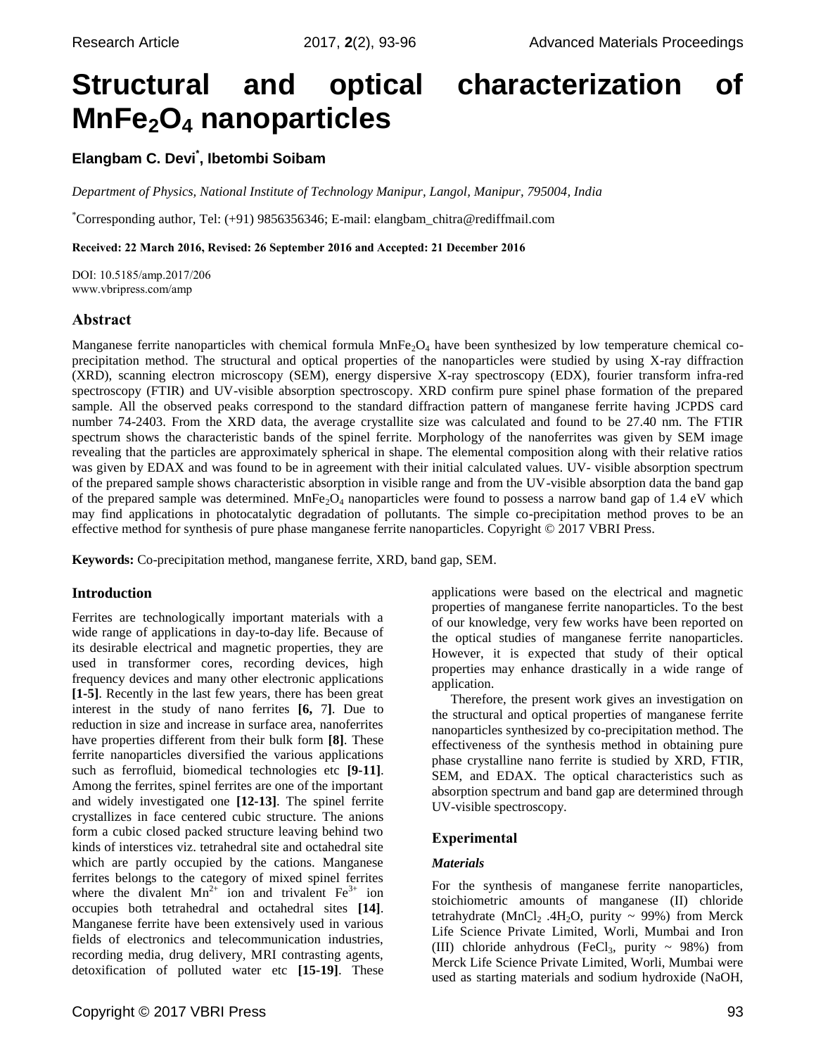# Structural and optical characterization of $MnFe_2O_4$ nanoparticles

**Elangbam C. Devi[*], Ibetombi Soibam**

*Department of Physics, National Institute of Technology Manipur, Langol, Manipur, 795004, India*

[*]Corresponding author, Tel: (+91) 9856356346; E-mail: elangbam_chitra@rediffmail.com

**Received: 22 March 2016, Revised: 26 September 2016 and Accepted: 21 December 2016**

DOI: 10.5185/amp.2017/206
www.vbripress.com/amp

## Abstract

Manganese ferrite nanoparticles with chemical formula $MnFe_2O_4$ have been synthesized by low temperature chemical co-precipitation method. The structural and optical properties of the nanoparticles were studied by using X-ray diffraction (XRD), scanning electron microscopy (SEM), energy dispersive X-ray spectroscopy (EDX), fourier transform infra-red spectroscopy (FTIR) and UV-visible absorption spectroscopy. XRD confirm pure spinel phase formation of the prepared sample. All the observed peaks correspond to the standard diffraction pattern of manganese ferrite having JCPDS card number 74-2403. From the XRD data, the average crystallite size was calculated and found to be 27.40 nm. The FTIR spectrum shows the characteristic bands of the spinel ferrite. Morphology of the nanoferrites was given by SEM image revealing that the particles are approximately spherical in shape. The elemental composition along with their relative ratios was given by EDAX and was found to be in agreement with their initial calculated values. UV- visible absorption spectrum of the prepared sample shows characteristic absorption in visible range and from the UV-visible absorption data the band gap of the prepared sample was determined. $MnFe_2O_4$ nanoparticles were found to possess a narrow band gap of 1.4 eV which may find applications in photocatalytic degradation of pollutants. The simple co-precipitation method proves to be an effective method for synthesis of pure phase manganese ferrite nanoparticles. Copyright © 2017 VBRI Press.

**Keywords:** Co-precipitation method, manganese ferrite, XRD, band gap, SEM.

## Introduction

Ferrites are technologically important materials with a wide range of applications in day-to-day life. Because of its desirable electrical and magnetic properties, they are used in transformer cores, recording devices, high frequency devices and many other electronic applications **[1-5]**. Recently in the last few years, there has been great interest in the study of nano ferrites **[6, 7]**. Due to reduction in size and increase in surface area, nanoferrites have properties different from their bulk form **[8]**. These ferrite nanoparticles diversified the various applications such as ferrofluid, biomedical technologies etc **[9-11]**. Among the ferrites, spinel ferrites are one of the important and widely investigated one **[12-13]**. The spinel ferrite crystallizes in face centered cubic structure. The anions form a cubic closed packed structure leaving behind two kinds of interstices viz. tetrahedral site and octahedral site which are partly occupied by the cations. Manganese ferrites belongs to the category of mixed spinel ferrites where the divalent $Mn^{2+}$ ion and trivalent $Fe^{3+}$ ion occupies both tetrahedral and octahedral sites **[14]**. Manganese ferrite have been extensively used in various fields of electronics and telecommunication industries, recording media, drug delivery, MRI contrasting agents, detoxification of polluted water etc **[15-19]**. These applications were based on the electrical and magnetic properties of manganese ferrite nanoparticles. To the best of our knowledge, very few works have been reported on the optical studies of manganese ferrite nanoparticles. However, it is expected that study of their optical properties may enhance drastically in a wide range of application.

Therefore, the present work gives an investigation on the structural and optical properties of manganese ferrite nanoparticles synthesized by co-precipitation method. The effectiveness of the synthesis method in obtaining pure phase crystalline nano ferrite is studied by XRD, FTIR, SEM, and EDAX. The optical characteristics such as absorption spectrum and band gap are determined through UV-visible spectroscopy.

## Experimental

### *Materials*

For the synthesis of manganese ferrite nanoparticles, stoichiometric amounts of manganese (II) chloride tetrahydrate ($MnCl_2 .4H_2O$, purity ~ 99%) from Merck Life Science Private Limited, Worli, Mumbai and Iron (III) chloride anhydrous ($FeCl_3$, purity ~ 98%) from Merck Life Science Private Limited, Worli, Mumbai were used as starting materials and sodium hydroxide (NaOH,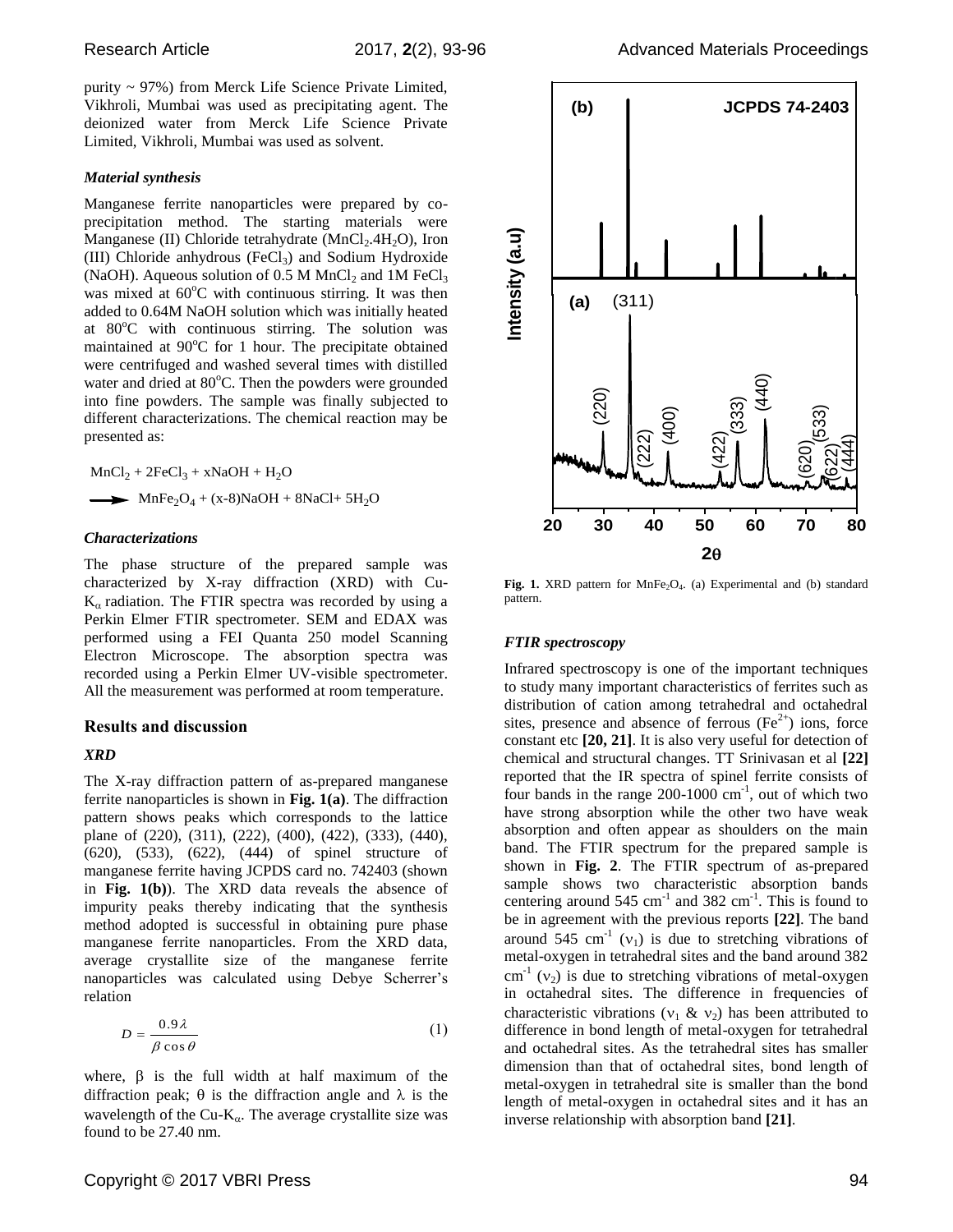purity ~ 97%) from Merck Life Science Private Limited, Vikhroli, Mumbai was used as precipitating agent. The deionized water from Merck Life Science Private Limited, Vikhroli, Mumbai was used as solvent.

### *Material synthesis*

Manganese ferrite nanoparticles were prepared by co-precipitation method. The starting materials were Manganese (II) Chloride tetrahydrate ($MnCl_2.4H_2O$), Iron (III) Chloride anhydrous ($FeCl_3$) and Sodium Hydroxide (NaOH). Aqueous solution of 0.5 M $MnCl_2$ and 1M $FeCl_3$ was mixed at 60$^oC$ with continuous stirring. It was then added to 0.64M NaOH solution which was initially heated at 80$^oC$ with continuous stirring. The solution was maintained at 90$^oC$ for 1 hour. The precipitate obtained were centrifuged and washed several times with distilled water and dried at 80$^oC$. Then the powders were grounded into fine powders. The sample was finally subjected to different characterizations. The chemical reaction may be presented as:

$$MnCl_2 + 2FeCl_3 + xNaOH + H_2O$$

$$\longrightarrow MnFe_2O_4 + (x\text{-}8)NaOH + 8NaCl + 5H_2O$$

### *Characterizations*

The phase structure of the prepared sample was characterized by X-ray diffraction (XRD) with Cu-$K_\alpha$ radiation. The FTIR spectra was recorded by using a Perkin Elmer FTIR spectrometer. SEM and EDAX was performed using a FEI Quanta 250 model Scanning Electron Microscope. The absorption spectra was recorded using a Perkin Elmer UV-visible spectrometer. All the measurement was performed at room temperature.

## Results and discussion

### *XRD*

The X-ray diffraction pattern of as-prepared manganese ferrite nanoparticles is shown in **Fig. 1(a)**. The diffraction pattern shows peaks which corresponds to the lattice plane of (220), (311), (222), (400), (422), (333), (440), (620), (533), (622), (444) of spinel structure of manganese ferrite having JCPDS card no. 742403 (shown in **Fig. 1(b)**). The XRD data reveals the absence of impurity peaks thereby indicating that the synthesis method adopted is successful in obtaining pure phase manganese ferrite nanoparticles. From the XRD data, average crystallite size of the manganese ferrite nanoparticles was calculated using Debye Scherrer's relation

$$D = \frac{0.9\lambda}{\beta \cos\theta} \tag{1}$$

where, $\beta$ is the full width at half maximum of the diffraction peak; $\theta$ is the diffraction angle and $\lambda$ is the wavelength of the Cu-$K_\alpha$. The average crystallite size was found to be 27.40 nm.

**Fig. 1.** XRD pattern for $MnFe_2O_4$. (a) Experimental and (b) standard pattern.

### *FTIR spectroscopy*

Infrared spectroscopy is one of the important techniques to study many important characteristics of ferrites such as distribution of cation among tetrahedral and octahedral sites, presence and absence of ferrous ($Fe^{2+}$) ions, force constant etc **[20, 21]**. It is also very useful for detection of chemical and structural changes. TT Srinivasan et al **[22]** reported that the IR spectra of spinel ferrite consists of four bands in the range 200-1000 $cm^{-1}$, out of which two have strong absorption while the other two have weak absorption and often appear as shoulders on the main band. The FTIR spectrum for the prepared sample is shown in **Fig. 2**. The FTIR spectrum of as-prepared sample shows two characteristic absorption bands centering around 545 $cm^{-1}$ and 382 $cm^{-1}$. This is found to be in agreement with the previous reports **[22]**. The band around 545 $cm^{-1}$ ($\nu_1$) is due to stretching vibrations of metal-oxygen in tetrahedral sites and the band around 382 $cm^{-1}$ ($\nu_2$) is due to stretching vibrations of metal-oxygen in octahedral sites. The difference in frequencies of characteristic vibrations ($\nu_1$ & $\nu_2$) has been attributed to difference in bond length of metal-oxygen for tetrahedral and octahedral sites. As the tetrahedral sites has smaller dimension than that of octahedral sites, bond length of metal-oxygen in tetrahedral site is smaller than the bond length of metal-oxygen in octahedral sites and it has an inverse relationship with absorption band **[21]**.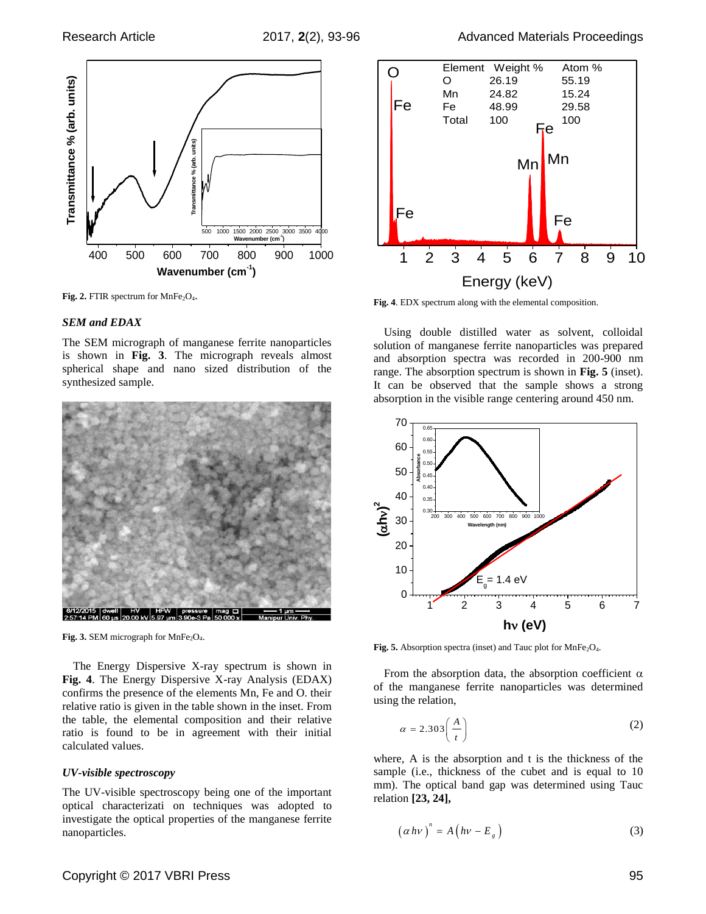Fig. 2. FTIR spectrum for $MnFe_2O_4$.

### *SEM and EDAX*

The SEM micrograph of manganese ferrite nanoparticles is shown in **Fig. 3**. The micrograph reveals almost spherical shape and nano sized distribution of the synthesized sample.

Fig. 3. SEM micrograph for $MnFe_2O_4$.

The Energy Dispersive X-ray spectrum is shown in **Fig. 4**. The Energy Dispersive X-ray Analysis (EDAX) confirms the presence of the elements Mn, Fe and O. their relative ratio is given in the table shown in the inset. From the table, the elemental composition and their relative ratio is found to be in agreement with their initial calculated values.

### *UV-visible spectroscopy*

The UV-visible spectroscopy being one of the important optical characterizati on techniques was adopted to investigate the optical properties of the manganese ferrite nanoparticles.

Fig. 4. EDX spectrum along with the elemental composition.

Using double distilled water as solvent, colloidal solution of manganese ferrite nanoparticles was prepared and absorption spectra was recorded in 200-900 nm range. The absorption spectrum is shown in **Fig. 5** (inset). It can be observed that the sample shows a strong absorption in the visible range centering around 450 nm.

Fig. 5. Absorption spectra (inset) and Tauc plot for $MnFe_2O_4$.

From the absorption data, the absorption coefficient $\alpha$ of the manganese ferrite nanoparticles was determined using the relation,

$$\alpha = 2.303\left(\frac{A}{t}\right) \tag{2}$$

where, A is the absorption and t is the thickness of the sample (i.e., thickness of the cubet and is equal to 10 mm). The optical band gap was determined using Tauc relation **[23, 24],**

$$(\alpha h\nu)^n = A\left(h\nu - E_g\right) \tag{3}$$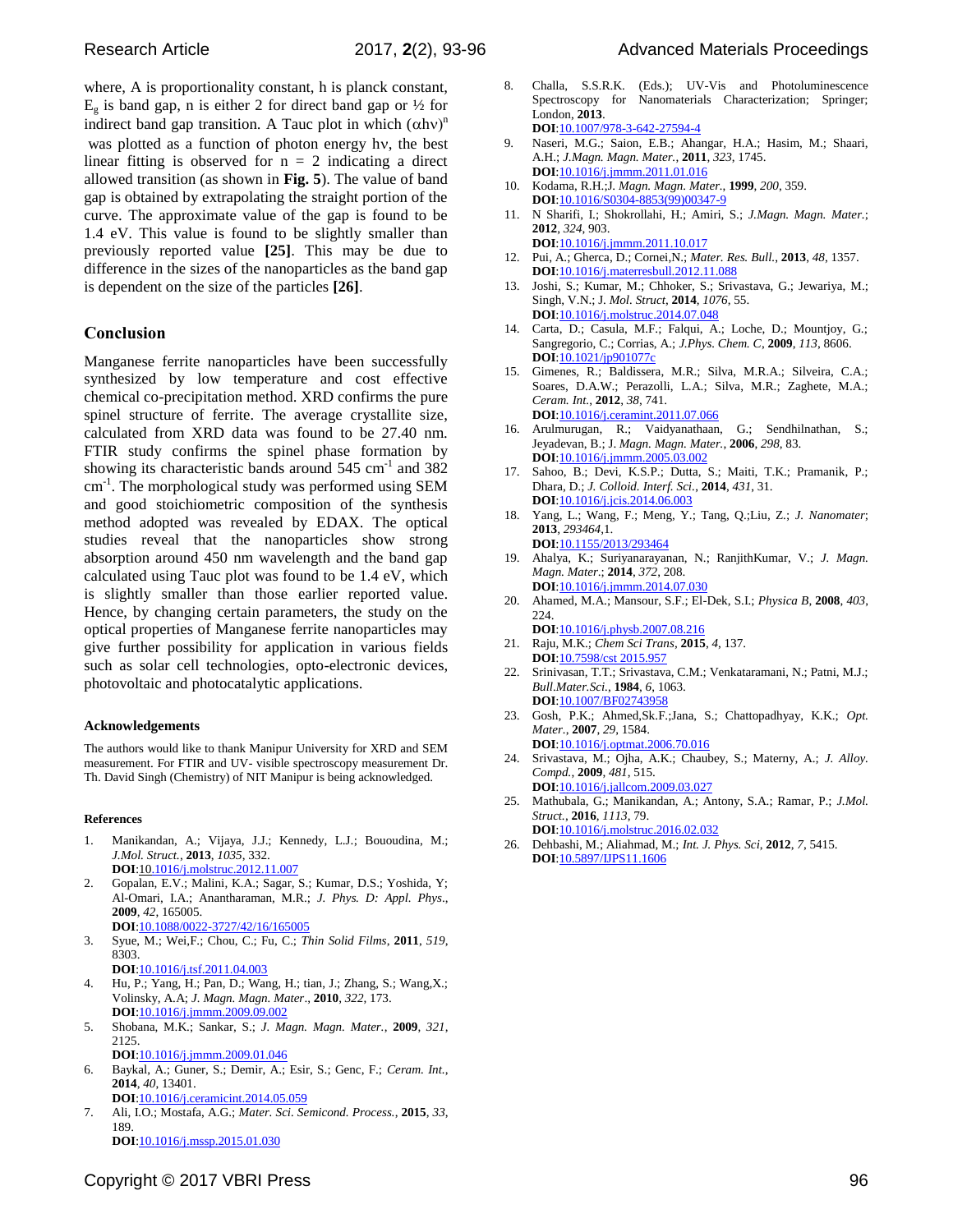where, A is proportionality constant, h is planck constant, $E_g$ is band gap, n is either 2 for direct band gap or ½ for indirect band gap transition. A Tauc plot in which $(\alpha h\nu)^n$ was plotted as a function of photon energy hν, the best linear fitting is observed for n = 2 indicating a direct allowed transition (as shown in **Fig. 5**). The value of band gap is obtained by extrapolating the straight portion of the curve. The approximate value of the gap is found to be 1.4 eV. This value is found to be slightly smaller than previously reported value **[25]**. This may be due to difference in the sizes of the nanoparticles as the band gap is dependent on the size of the particles **[26]**.

## Conclusion

Manganese ferrite nanoparticles have been successfully synthesized by low temperature and cost effective chemical co-precipitation method. XRD confirms the pure spinel structure of ferrite. The average crystallite size, calculated from XRD data was found to be 27.40 nm. FTIR study confirms the spinel phase formation by showing its characteristic bands around 545 $cm^{-1}$ and 382 $cm^{-1}$. The morphological study was performed using SEM and good stoichiometric composition of the synthesis method adopted was revealed by EDAX. The optical studies reveal that the nanoparticles show strong absorption around 450 nm wavelength and the band gap calculated using Tauc plot was found to be 1.4 eV, which is slightly smaller than those earlier reported value. Hence, by changing certain parameters, the study on the optical properties of Manganese ferrite nanoparticles may give further possibility for application in various fields such as solar cell technologies, opto-electronic devices, photovoltaic and photocatalytic applications.

### Acknowledgements

The authors would like to thank Manipur University for XRD and SEM measurement. For FTIR and UV- visible spectroscopy measurement Dr. Th. David Singh (Chemistry) of NIT Manipur is being acknowledged.

### References

1. Manikandan, A.; Vijaya, J.J.; Kennedy, L.J.; Bououdina, M.; *J.Mol. Struct.*, **2013**, *1035*, 332.
**DOI**:10.1016/j.molstruc.2012.11.007
2. Gopalan, E.V.; Malini, K.A.; Sagar, S.; Kumar, D.S.; Yoshida, Y; Al-Omari, I.A.; Anantharaman, M.R.; *J. Phys. D: Appl. Phys.*, **2009**, *42*, 165005.
**DOI**:10.1088/0022-3727/42/16/165005
3. Syue, M.; Wei,F.; Chou, C.; Fu, C.; *Thin Solid Films*, **2011**, *519*, 8303.
**DOI**:10.1016/j.tsf.2011.04.003
4. Hu, P.; Yang, H.; Pan, D.; Wang, H.; tian, J.; Zhang, S.; Wang,X.; Volinsky, A.A; *J. Magn. Magn. Mater*., **2010**, *322*, 173.
**DOI**:10.1016/j.jmmm.2009.09.002
5. Shobana, M.K.; Sankar, S.; *J. Magn. Magn. Mater.*, **2009**, *321*, 2125.
**DOI**:10.1016/j.jmmm.2009.01.046
6. Baykal, A.; Guner, S.; Demir, A.; Esir, S.; Genc, F.; *Ceram. Int.*, **2014**, *40*, 13401.
**DOI**:10.1016/j.ceramicint.2014.05.059
7. Ali, I.O.; Mostafa, A.G.; *Mater. Sci. Semicond. Process.*, **2015**, *33*, 189.
**DOI**:10.1016/j.mssp.2015.01.030
8. Challa, S.S.R.K. (Eds.); UV-Vis and Photoluminescence Spectroscopy for Nanomaterials Characterization; Springer; London, **2013**.
**DOI**:10.1007/978-3-642-27594-4
9. Naseri, M.G.; Saion, E.B.; Ahangar, H.A.; Hasim, M.; Shaari, A.H.; *J.Magn. Magn. Mater.*, **2011**, *323*, 1745.
**DOI**:10.1016/j.jmmm.2011.01.016
10. Kodama, R.H.;J. *Magn. Magn. Mater*., **1999**, *200*, 359.
**DOI**:10.1016/S0304-8853(99)00347-9
11. N Sharifi, I.; Shokrollahi, H.; Amiri, S.; *J.Magn. Magn. Mater.*; **2012**, *324*, 903.
**DOI**:10.1016/j.jmmm.2011.10.017
12. Pui, A.; Gherca, D.; Cornei,N.; *Mater. Res. Bull.*, **2013**, *48*, 1357.
**DOI**:10.1016/j.materresbull.2012.11.088
13. Joshi, S.; Kumar, M.; Chhoker, S.; Srivastava, G.; Jewariya, M.; Singh, V.N.; J. *Mol. Struct*, **2014**, *1076*, 55.
**DOI**:10.1016/j.molstruc.2014.07.048
14. Carta, D.; Casula, M.F.; Falqui, A.; Loche, D.; Mountjoy, G.; Sangregorio, C.; Corrias, A.; *J.Phys. Chem. C*, **2009**, *113*, 8606.
**DOI**:10.1021/jp901077c
15. Gimenes, R.; Baldissera, M.R.; Silva, M.R.A.; Silveira, C.A.; Soares, D.A.W.; Perazolli, L.A.; Silva, M.R.; Zaghete, M.A.; *Ceram. Int.*, **2012**, *38*, 741.
**DOI**:10.1016/j.ceramint.2011.07.066
16. Arulmurugan, R.; Vaidyanathaan, G.; Sendhilnathan, S.; Jeyadevan, B.; J. *Magn. Magn. Mater.*, **2006**, *298*, 83.
**DOI**:10.1016/j.jmmm.2005.03.002
17. Sahoo, B.; Devi, K.S.P.; Dutta, S.; Maiti, T.K.; Pramanik, P.; Dhara, D.; *J. Colloid. Interf. Sci.*, **2014**, *431*, 31.
**DOI**:10.1016/j.jcis.2014.06.003
18. Yang, L.; Wang, F.; Meng, Y.; Tang, Q.;Liu, Z.; *J. Nanomater*; **2013**, *293464*,1.
**DOI**:10.1155/2013/293464
19. Ahalya, K.; Suriyanarayanan, N.; RanjithKumar, V.; *J. Magn. Magn. Mater.*; **2014**, *372*, 208.
**DOI**:10.1016/j.jmmm.2014.07.030
20. Ahamed, M.A.; Mansour, S.F.; El-Dek, S.I.; *Physica B*, **2008**, *403*, 224.
**DOI**:10.1016/j.physb.2007.08.216
21. Raju, M.K.; *Chem Sci Trans*, **2015**, *4*, 137.
**DOI**:10.7598/cst 2015.957
22. Srinivasan, T.T.; Srivastava, C.M.; Venkataramani, N.; Patni, M.J.; *Bull.Mater.Sci.*, **1984**, *6*, 1063.
**DOI**:10.1007/BF02743958
23. Gosh, P.K.; Ahmed,Sk.F.;Jana, S.; Chattopadhyay, K.K.; *Opt. Mater.*, **2007**, *29*, 1584.
**DOI**:10.1016/j.optmat.2006.70.016
24. Srivastava, M.; Ojha, A.K.; Chaubey, S.; Materny, A.; *J. Alloy. Compd.*, **2009**, *481*, 515.
**DOI**:10.1016/j.jallcom.2009.03.027
25. Mathubala, G.; Manikandan, A.; Antony, S.A.; Ramar, P.; *J.Mol. Struct.*, **2016**, *1113*, 79.
**DOI**:10.1016/j.molstruc.2016.02.032
26. Dehbashi, M.; Aliahmad, M.; *Int. J. Phys. Sci*, **2012**, *7*, 5415.
**DOI**:10.5897/IJPS11.1606